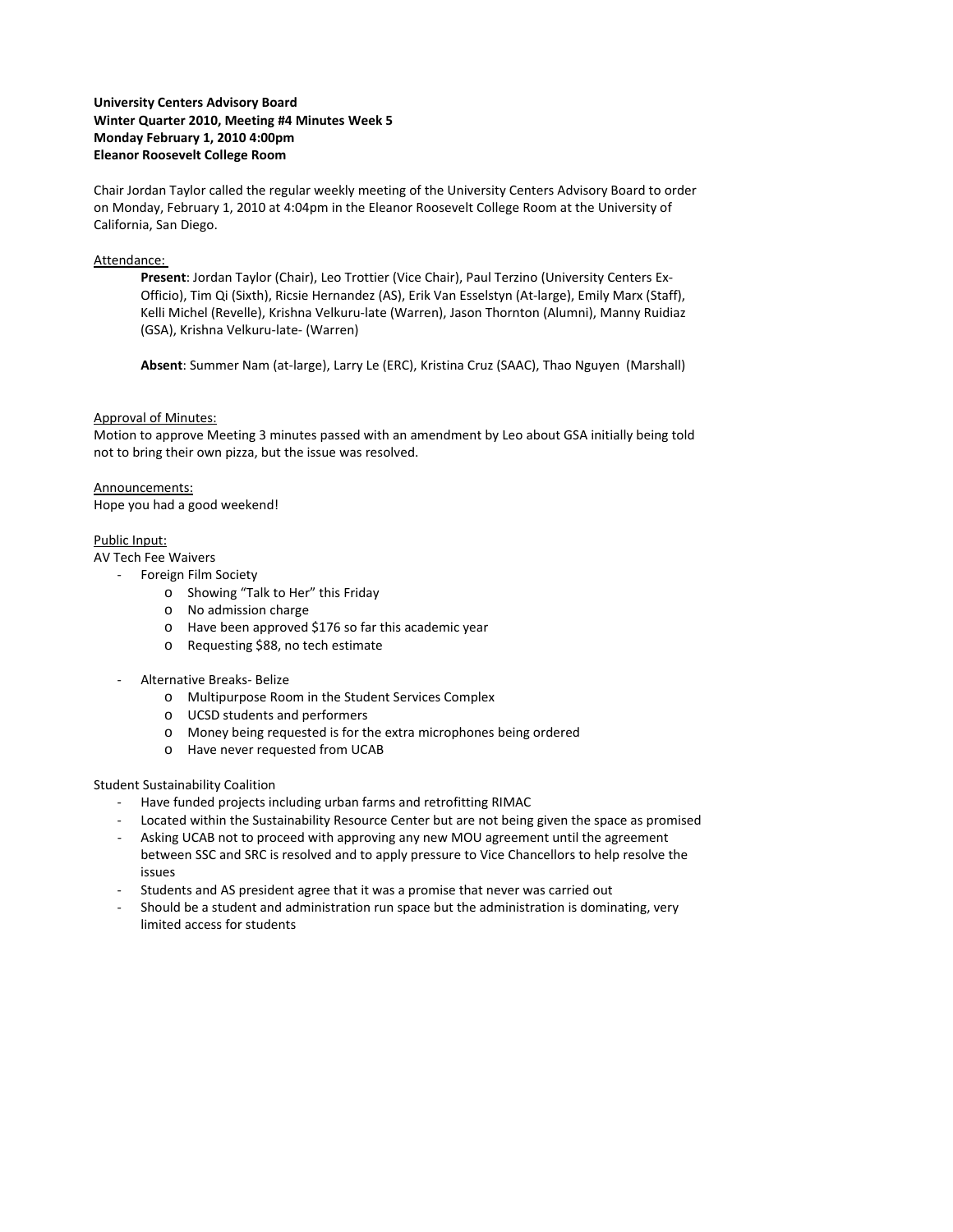**University Centers Advisory Board**
**Winter Quarter 2010, Meeting #4 Minutes Week 5**
**Monday February 1, 2010 4:00pm**
**Eleanor Roosevelt College Room**

Chair Jordan Taylor called the regular weekly meeting of the University Centers Advisory Board to order on Monday, February 1, 2010 at 4:04pm in the Eleanor Roosevelt College Room at the University of California, San Diego.

Attendance:

**Present**: Jordan Taylor (Chair), Leo Trottier (Vice Chair), Paul Terzino (University Centers Ex-Officio), Tim Qi (Sixth), Ricsie Hernandez (AS), Erik Van Esselstyn (At-large), Emily Marx (Staff), Kelli Michel (Revelle), Krishna Velkuru-late (Warren), Jason Thornton (Alumni), Manny Ruidiaz (GSA), Krishna Velkuru-late- (Warren)

**Absent**: Summer Nam (at-large), Larry Le (ERC), Kristina Cruz (SAAC), Thao Nguyen (Marshall)

Approval of Minutes:
Motion to approve Meeting 3 minutes passed with an amendment by Leo about GSA initially being told not to bring their own pizza, but the issue was resolved.

Announcements:
Hope you had a good weekend!

Public Input:
AV Tech Fee Waivers

- Foreign Film Society
    - Showing "Talk to Her" this Friday
    - No admission charge
    - Have been approved $176 so far this academic year
    - Requesting $88, no tech estimate
- Alternative Breaks- Belize
    - Multipurpose Room in the Student Services Complex
    - UCSD students and performers
    - Money being requested is for the extra microphones being ordered
    - Have never requested from UCAB

Student Sustainability Coalition

- Have funded projects including urban farms and retrofitting RIMAC
- Located within the Sustainability Resource Center but are not being given the space as promised
- Asking UCAB not to proceed with approving any new MOU agreement until the agreement between SSC and SRC is resolved and to apply pressure to Vice Chancellors to help resolve the issues
- Students and AS president agree that it was a promise that never was carried out
- Should be a student and administration run space but the administration is dominating, very limited access for students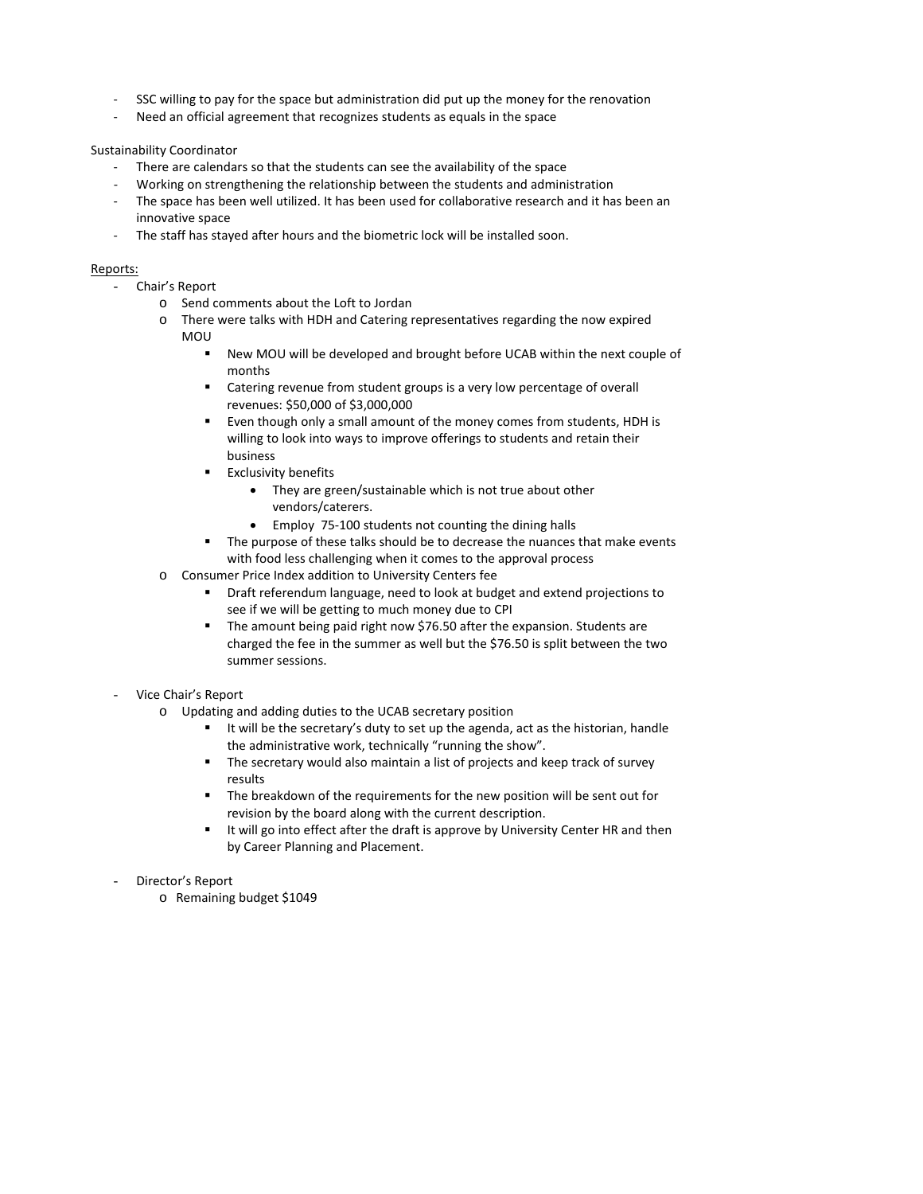- SSC willing to pay for the space but administration did put up the money for the renovation
- Need an official agreement that recognizes students as equals in the space

Sustainability Coordinator

- There are calendars so that the students can see the availability of the space
- Working on strengthening the relationship between the students and administration
- The space has been well utilized. It has been used for collaborative research and it has been an innovative space
- The staff has stayed after hours and the biometric lock will be installed soon.

<u>Reports:</u>

- Chair's Report
  - Send comments about the Loft to Jordan
  - There were talks with HDH and Catering representatives regarding the now expired MOU
    - New MOU will be developed and brought before UCAB within the next couple of months
    - Catering revenue from student groups is a very low percentage of overall revenues: $50,000 of $3,000,000
    - Even though only a small amount of the money comes from students, HDH is willing to look into ways to improve offerings to students and retain their business
    - Exclusivity benefits
      - They are green/sustainable which is not true about other vendors/caterers.
      - Employ 75-100 students not counting the dining halls
    - The purpose of these talks should be to decrease the nuances that make events with food less challenging when it comes to the approval process
  - Consumer Price Index addition to University Centers fee
    - Draft referendum language, need to look at budget and extend projections to see if we will be getting to much money due to CPI
    - The amount being paid right now $76.50 after the expansion. Students are charged the fee in the summer as well but the $76.50 is split between the two summer sessions.

- Vice Chair's Report
  - Updating and adding duties to the UCAB secretary position
    - It will be the secretary's duty to set up the agenda, act as the historian, handle the administrative work, technically "running the show".
    - The secretary would also maintain a list of projects and keep track of survey results
    - The breakdown of the requirements for the new position will be sent out for revision by the board along with the current description.
    - It will go into effect after the draft is approve by University Center HR and then by Career Planning and Placement.

- Director's Report
  - Remaining budget $1049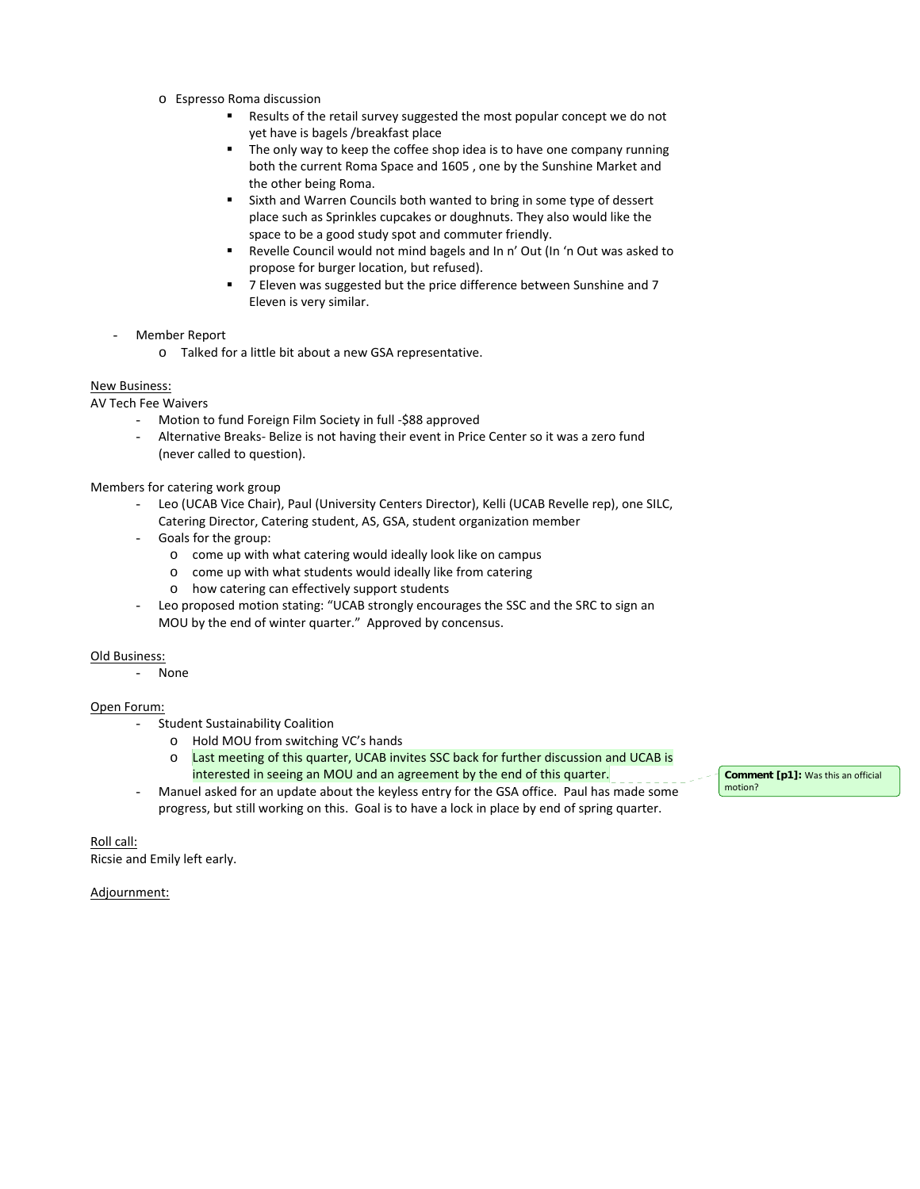- Espresso Roma discussion
  - Results of the retail survey suggested the most popular concept we do not yet have is bagels /breakfast place
  - The only way to keep the coffee shop idea is to have one company running both the current Roma Space and 1605 , one by the Sunshine Market and the other being Roma.
  - Sixth and Warren Councils both wanted to bring in some type of dessert place such as Sprinkles cupcakes or doughnuts. They also would like the space to be a good study spot and commuter friendly.
  - Revelle Council would not mind bagels and In n' Out (In 'n Out was asked to propose for burger location, but refused).
  - 7 Eleven was suggested but the price difference between Sunshine and 7 Eleven is very similar.

- Member Report
  - Talked for a little bit about a new GSA representative.

<u>New Business:</u>

AV Tech Fee Waivers

- Motion to fund Foreign Film Society in full -$88 approved
- Alternative Breaks- Belize is not having their event in Price Center so it was a zero fund (never called to question).

Members for catering work group

- Leo (UCAB Vice Chair), Paul (University Centers Director), Kelli (UCAB Revelle rep), one SILC, Catering Director, Catering student, AS, GSA, student organization member
- Goals for the group:
  - come up with what catering would ideally look like on campus
  - come up with what students would ideally like from catering
  - how catering can effectively support students
- Leo proposed motion stating: "UCAB strongly encourages the SSC and the SRC to sign an MOU by the end of winter quarter." Approved by concensus.

<u>Old Business:</u>

- None

<u>Open Forum:</u>

- Student Sustainability Coalition
  - Hold MOU from switching VC's hands
  - Last meeting of this quarter, UCAB invites SSC back for further discussion and UCAB is interested in seeing an MOU and an agreement by the end of this quarter.
- Manuel asked for an update about the keyless entry for the GSA office. Paul has made some progress, but still working on this. Goal is to have a lock in place by end of spring quarter.

**Comment [p1]:** Was this an official motion?

<u>Roll call:</u>

Ricsie and Emily left early.

<u>Adjournment:</u>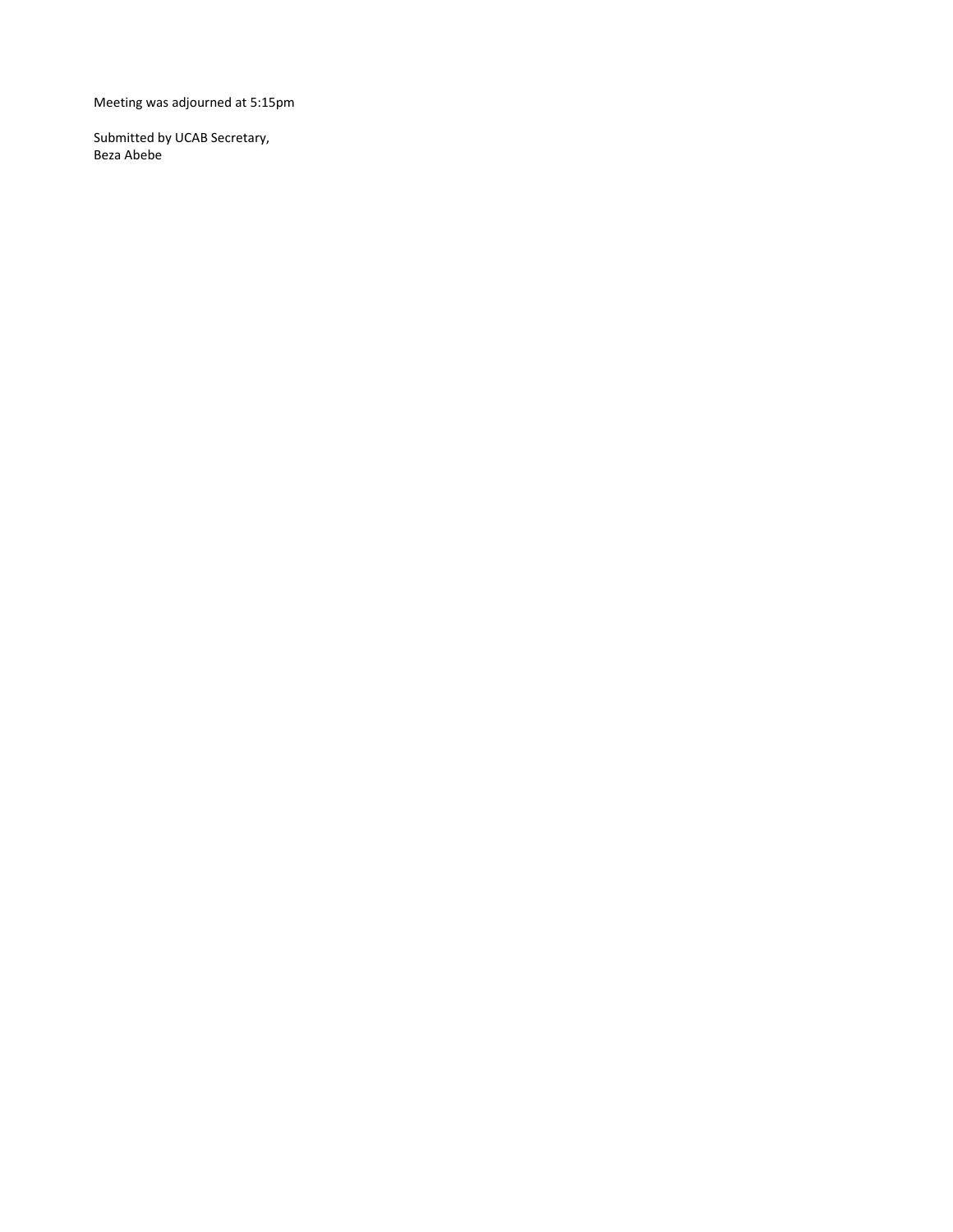Meeting was adjourned at 5:15pm

Submitted by UCAB Secretary,
Beza Abebe